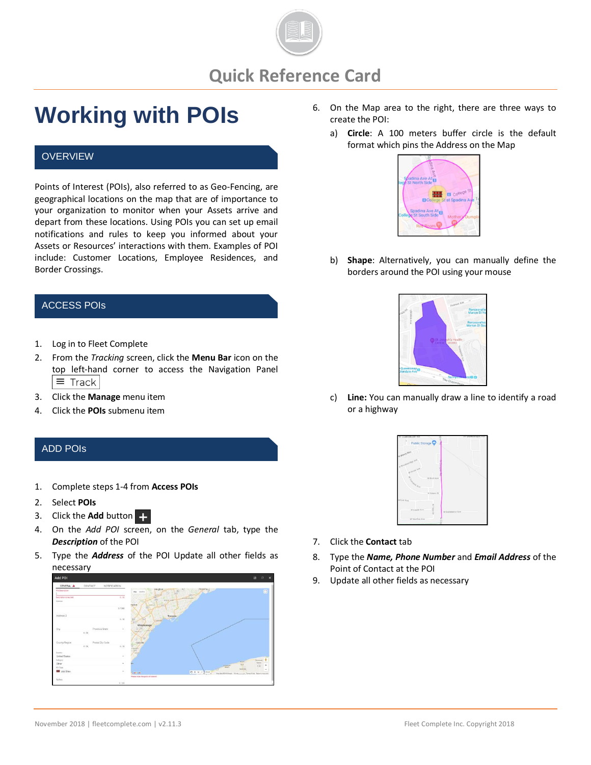# Quick Reference Card

# Working with POIs

## OVERVIEW

Points of Interest (POIs), also referred to as Geo-Fencing, are geographical locations on the map that are of importance to your organization to monitor when your Assets arrive and depart from these locations. Using POIs you can set up email notifications and rules to keep you informed about your Assets or Resources' interactions with them. Examples of POI include: Customer Locations, Employee Residences, and Border Crossings.

## ACCESS POIs

1. Log in to Fleet Complete
2. From the *Tracking* screen, click the **Menu Bar** icon on the top left-hand corner to access the Navigation Panel ≡ Track
3. Click the **Manage** menu item
4. Click the **POIs** submenu item

## ADD POIs

1. Complete steps 1-4 from **Access POIs**
2. Select **POIs**
3. Click the **Add** button +
4. On the *Add POI* screen, on the *General* tab, type the ***Description*** of the POI
5. Type the ***Address*** of the POI Update all other fields as necessary
6. On the Map area to the right, there are three ways to create the POI:
   a) **Circle**: A 100 meters buffer circle is the default format which pins the Address on the Map
   b) **Shape**: Alternatively, you can manually define the borders around the POI using your mouse
   c) **Line:** You can manually draw a line to identify a road or a highway
7. Click the **Contact** tab
8. Type the ***Name, Phone Number*** and ***Email Address*** of the Point of Contact at the POI
9. Update all other fields as necessary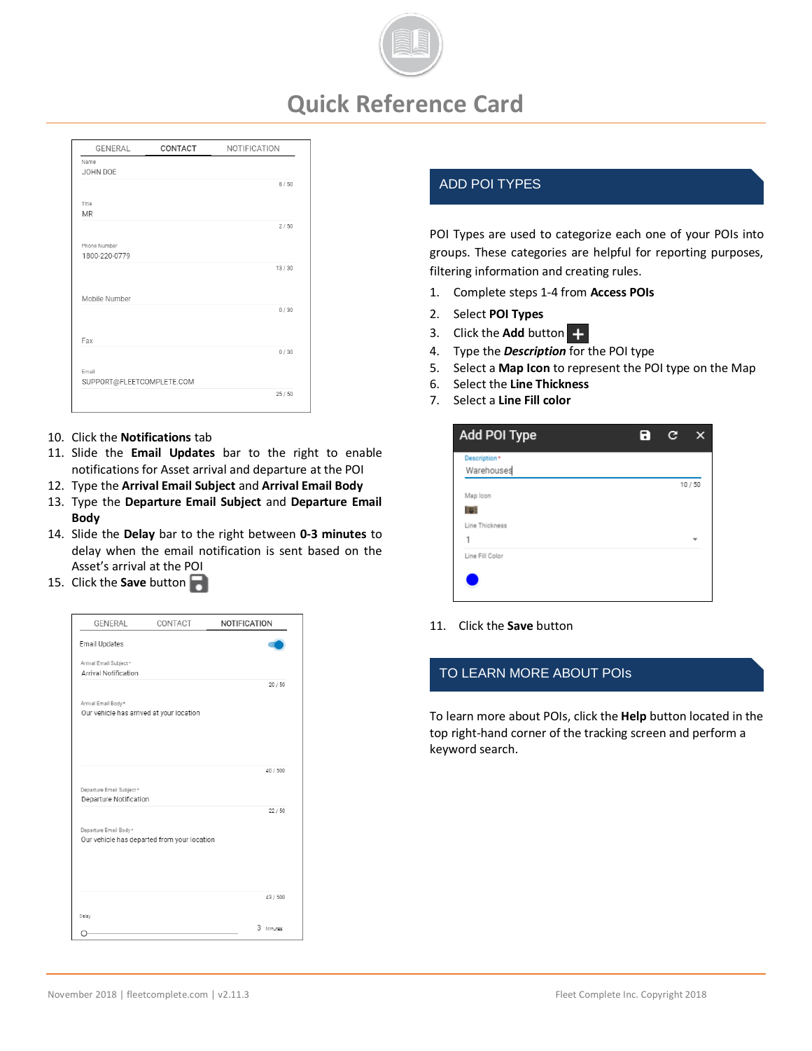# Quick Reference Card

GENERAL | CONTACT | NOTIFICATION

Name
JOHN DOE
8 / 50

Title
MR
2 / 50

Phone Number
1800-220-0779
13 / 30

Mobile Number
0 / 30

Fax
0 / 30

Email
SUPPORT@FLEETCOMPLETE.COM
25 / 50

10. Click the **Notifications** tab
11. Slide the **Email Updates** bar to the right to enable notifications for Asset arrival and departure at the POI
12. Type the **Arrival Email Subject** and **Arrival Email Body**
13. Type the **Departure Email Subject** and **Departure Email Body**
14. Slide the **Delay** bar to the right between **0-3 minutes** to delay when the email notification is sent based on the Asset's arrival at the POI
15. Click the **Save** button

GENERAL | CONTACT | NOTIFICATION

Email Updates

Arrival Email Subject *
Arrival Notification
20 / 50

Arrival Email Body *
Our vehicle has arrived at your location
40 / 500

Departure Email Subject *
Departure Notification
22 / 50

Departure Email Body *
Our vehicle has departed from your location
43 / 500

Delay
3 Minutes

## ADD POI TYPES

POI Types are used to categorize each one of your POIs into groups. These categories are helpful for reporting purposes, filtering information and creating rules.

1. Complete steps 1-4 from **Access POIs**
2. Select **POI Types**
3. Click the **Add** button
4. Type the ***Description*** for the POI type
5. Select a **Map Icon** to represent the POI type on the Map
6. Select the **Line Thickness**
7. Select a **Line Fill color**

Add POI Type

Description *
Warehouses
10 / 50

Map Icon

Line Thickness
1

Line Fill Color

11. Click the **Save** button

## TO LEARN MORE ABOUT POIs

To learn more about POIs, click the **Help** button located in the top right-hand corner of the tracking screen and perform a keyword search.